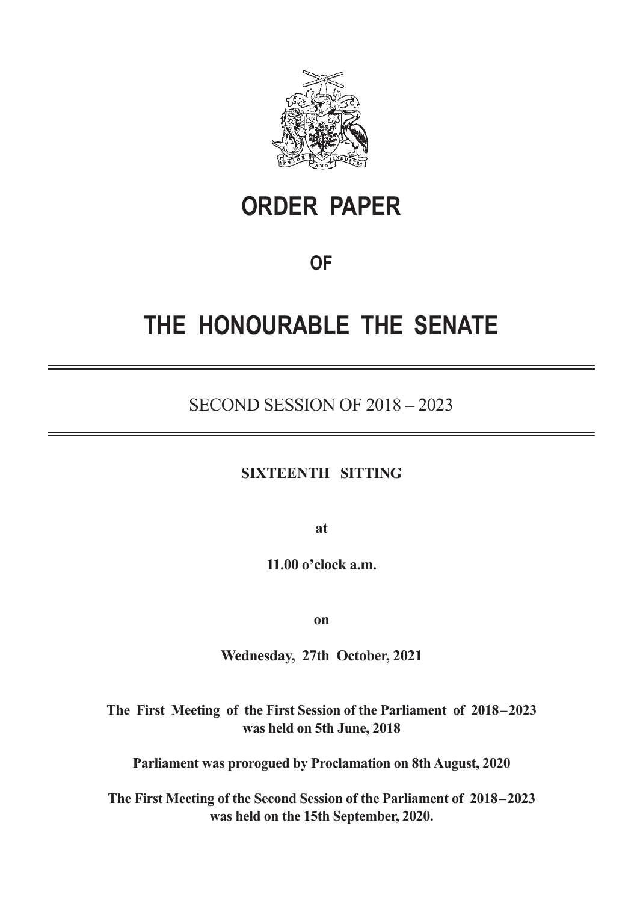# ORDER PAPER

## OF

# THE HONOURABLE THE SENATE

SECOND SESSION OF 2018 – 2023

**SIXTEENTH SITTING**

**at**

**11.00 o'clock a.m.**

**on**

**Wednesday, 27th October, 2021**

**The First Meeting of the First Session of the Parliament of 2018 – 2023 was held on 5th June, 2018**

**Parliament was prorogued by Proclamation on 8th August, 2020**

**The First Meeting of the Second Session of the Parliament of 2018 – 2023 was held on the 15th September, 2020.**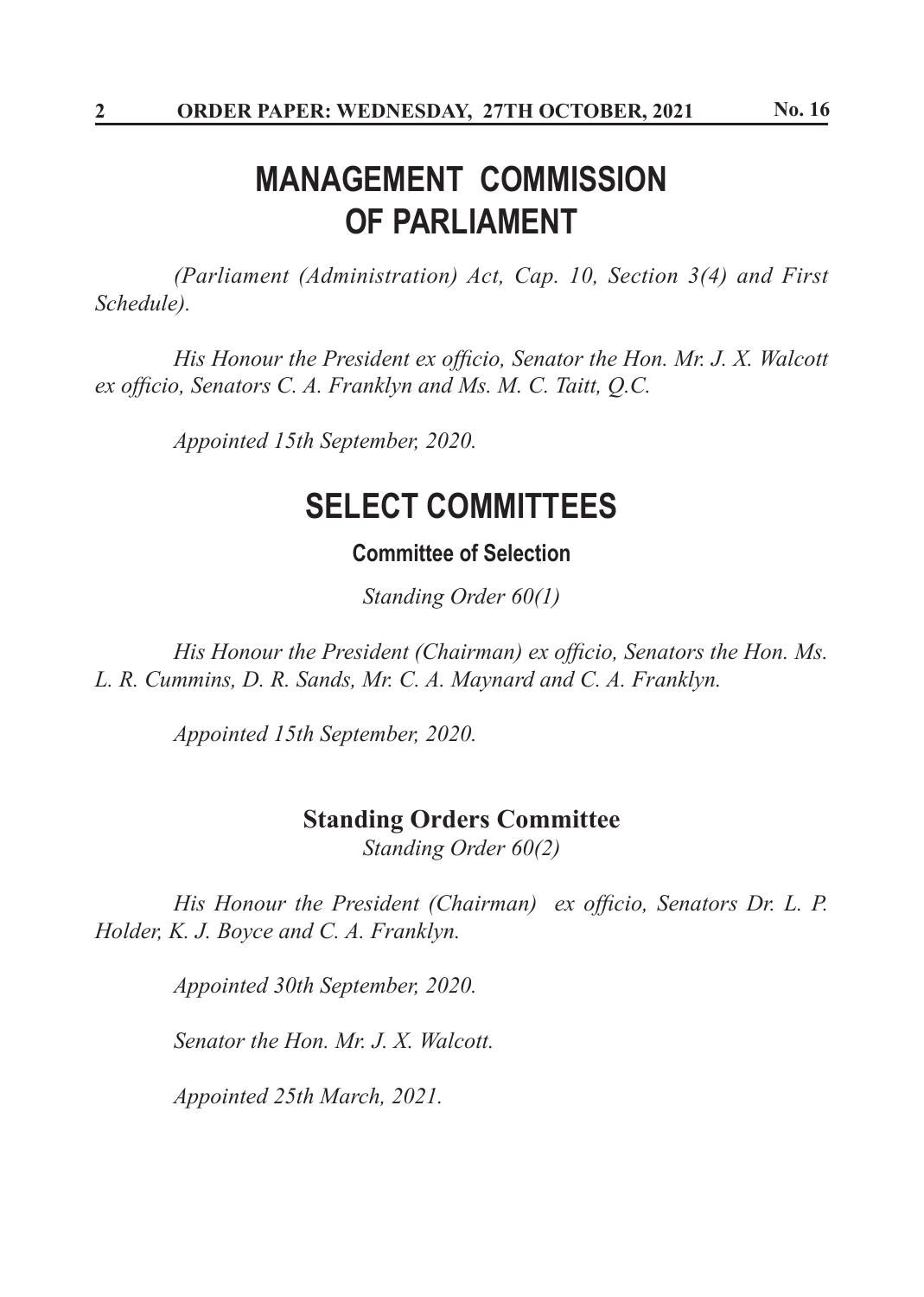# MANAGEMENT COMMISSION OF PARLIAMENT

*(Parliament (Administration) Act, Cap. 10, Section 3(4) and First Schedule).*

*His Honour the President ex officio, Senator the Hon. Mr. J. X. Walcott ex officio, Senators C. A. Franklyn and Ms. M. C. Taitt, Q.C.*

*Appointed 15th September, 2020.*

# SELECT COMMITTEES

### Committee of Selection

*Standing Order 60(1)*

*His Honour the President (Chairman) ex officio, Senators the Hon. Ms. L. R. Cummins, D. R. Sands, Mr. C. A. Maynard and C. A. Franklyn.*

*Appointed 15th September, 2020.*

### Standing Orders Committee

*Standing Order 60(2)*

*His Honour the President (Chairman) ex officio, Senators Dr. L. P. Holder, K. J. Boyce and C. A. Franklyn.*

*Appointed 30th September, 2020.*

*Senator the Hon. Mr. J. X. Walcott.*

*Appointed 25th March, 2021.*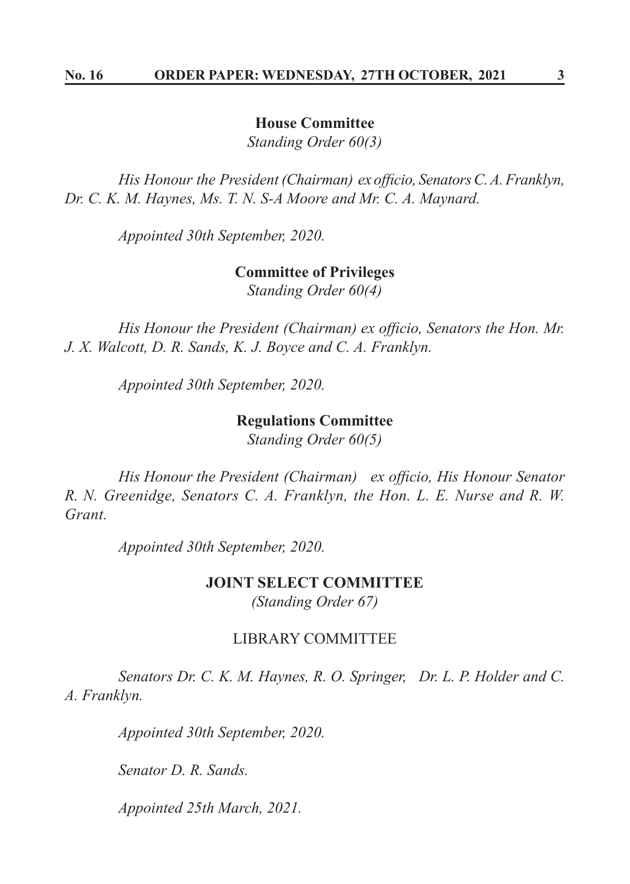**House Committee**

*Standing Order 60(3)*

*His Honour the President (Chairman) ex officio, Senators C. A. Franklyn, Dr. C. K. M. Haynes, Ms. T. N. S-A Moore and Mr. C. A. Maynard.*

*Appointed 30th September, 2020.*

**Committee of Privileges**

*Standing Order 60(4)*

*His Honour the President (Chairman) ex officio, Senators the Hon. Mr. J. X. Walcott, D. R. Sands, K. J. Boyce and C. A. Franklyn.*

*Appointed 30th September, 2020.*

**Regulations Committee**

*Standing Order 60(5)*

*His Honour the President (Chairman) ex officio, His Honour Senator R. N. Greenidge, Senators C. A. Franklyn, the Hon. L. E. Nurse and R. W. Grant.*

*Appointed 30th September, 2020.*

**JOINT SELECT COMMITTEE**

*(Standing Order 67)*

LIBRARY COMMITTEE

*Senators Dr. C. K. M. Haynes, R. O. Springer, Dr. L. P. Holder and C. A. Franklyn.*

*Appointed 30th September, 2020.*

*Senator D. R. Sands.*

*Appointed 25th March, 2021.*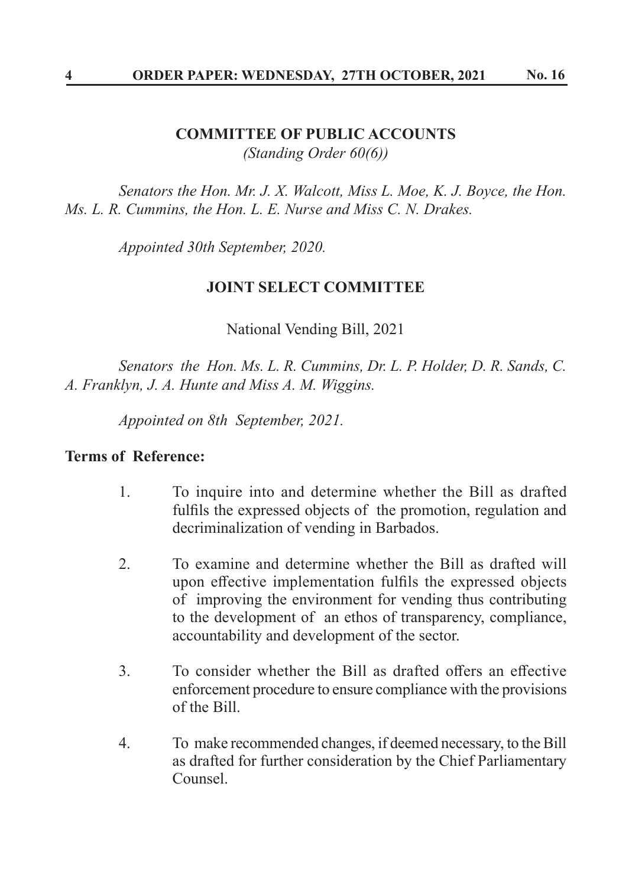## COMMITTEE OF PUBLIC ACCOUNTS

*(Standing Order 60(6))*

*Senators the Hon. Mr. J. X. Walcott, Miss L. Moe, K. J. Boyce, the Hon. Ms. L. R. Cummins, the Hon. L. E. Nurse and Miss C. N. Drakes.*

*Appointed 30th September, 2020.*

## JOINT SELECT COMMITTEE

National Vending Bill, 2021

*Senators the Hon. Ms. L. R. Cummins, Dr. L. P. Holder, D. R. Sands, C. A. Franklyn, J. A. Hunte and Miss A. M. Wiggins.*

*Appointed on 8th September, 2021.*

**Terms of Reference:**

1. To inquire into and determine whether the Bill as drafted fulfils the expressed objects of the promotion, regulation and decriminalization of vending in Barbados.

2. To examine and determine whether the Bill as drafted will upon effective implementation fulfils the expressed objects of improving the environment for vending thus contributing to the development of an ethos of transparency, compliance, accountability and development of the sector.

3. To consider whether the Bill as drafted offers an effective enforcement procedure to ensure compliance with the provisions of the Bill.

4. To make recommended changes, if deemed necessary, to the Bill as drafted for further consideration by the Chief Parliamentary Counsel.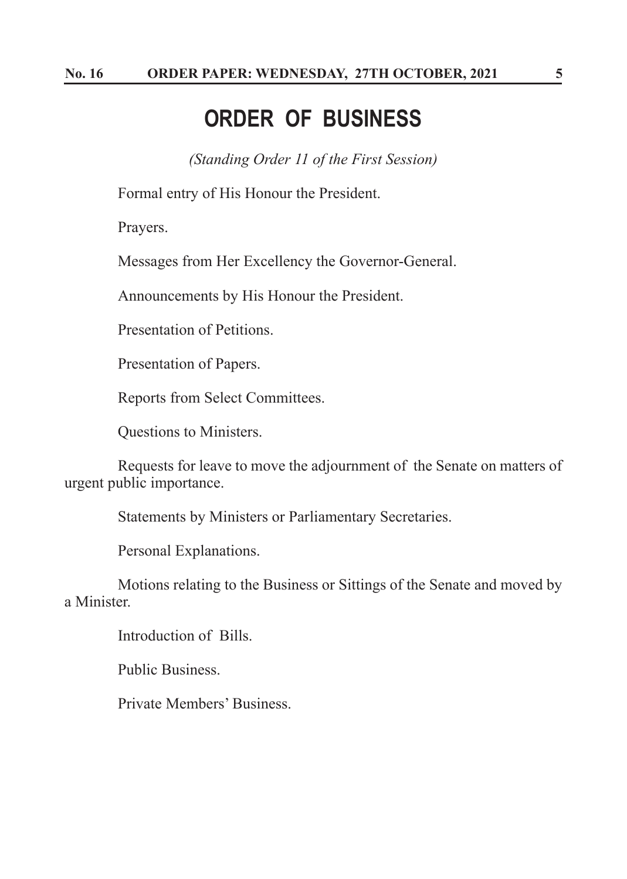# ORDER OF BUSINESS

*(Standing Order 11 of the First Session)*

Formal entry of His Honour the President.

Prayers.

Messages from Her Excellency the Governor-General.

Announcements by His Honour the President.

Presentation of Petitions.

Presentation of Papers.

Reports from Select Committees.

Questions to Ministers.

Requests for leave to move the adjournment of the Senate on matters of urgent public importance.

Statements by Ministers or Parliamentary Secretaries.

Personal Explanations.

Motions relating to the Business or Sittings of the Senate and moved by a Minister.

Introduction of Bills.

Public Business.

Private Members' Business.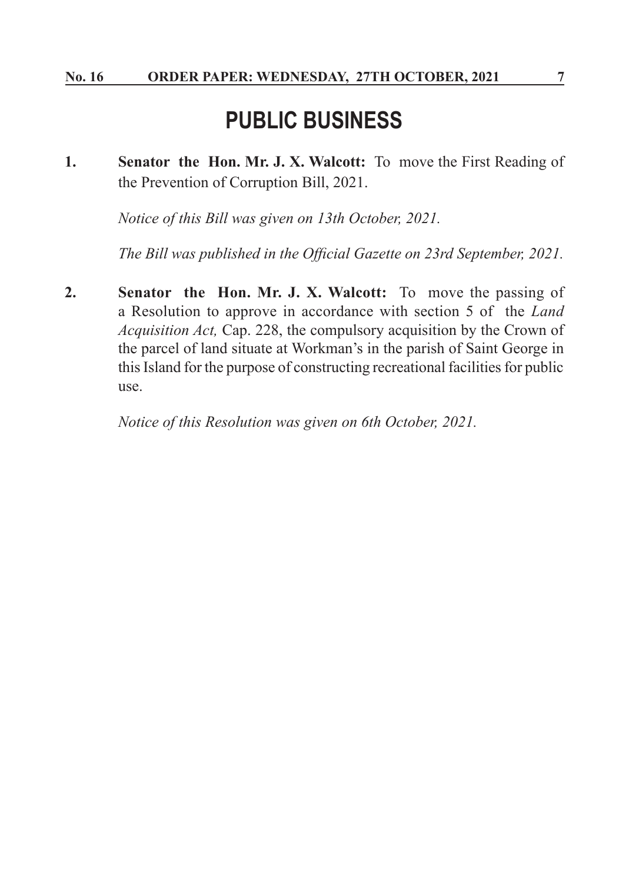# PUBLIC BUSINESS

1. **Senator the Hon. Mr. J. X. Walcott:** To move the First Reading of the Prevention of Corruption Bill, 2021.

   *Notice of this Bill was given on 13th October, 2021.*

   *The Bill was published in the Official Gazette on 23rd September, 2021.*

2. **Senator the Hon. Mr. J. X. Walcott:** To move the passing of a Resolution to approve in accordance with section 5 of the *Land Acquisition Act,* Cap. 228, the compulsory acquisition by the Crown of the parcel of land situate at Workman's in the parish of Saint George in this Island for the purpose of constructing recreational facilities for public use.

   *Notice of this Resolution was given on 6th October, 2021.*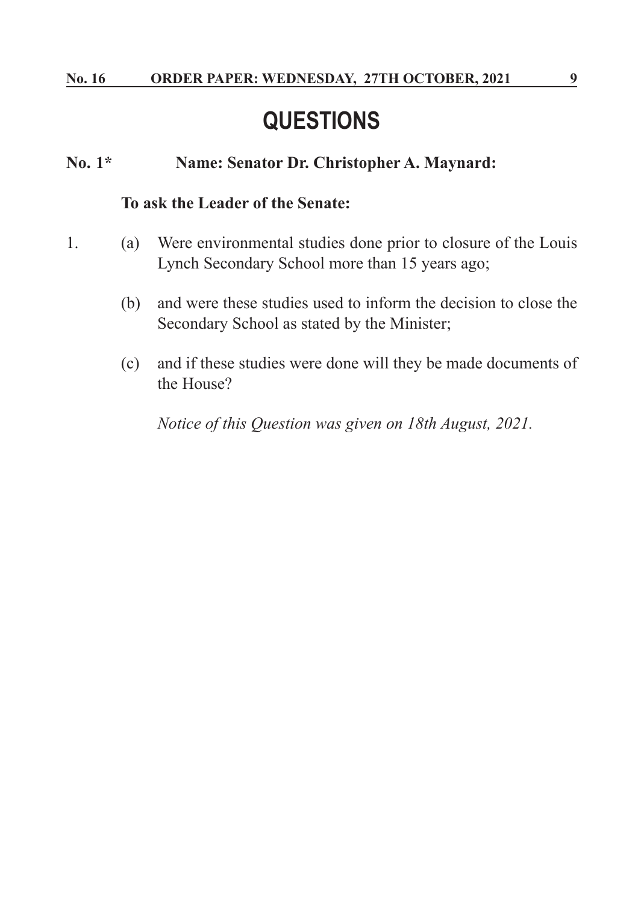# QUESTIONS

**No. 1\*** **Name: Senator Dr. Christopher A. Maynard:**

**To ask the Leader of the Senate:**

1. (a) Were environmental studies done prior to closure of the Louis Lynch Secondary School more than 15 years ago;

   (b) and were these studies used to inform the decision to close the Secondary School as stated by the Minister;

   (c) and if these studies were done will they be made documents of the House?

   *Notice of this Question was given on 18th August, 2021.*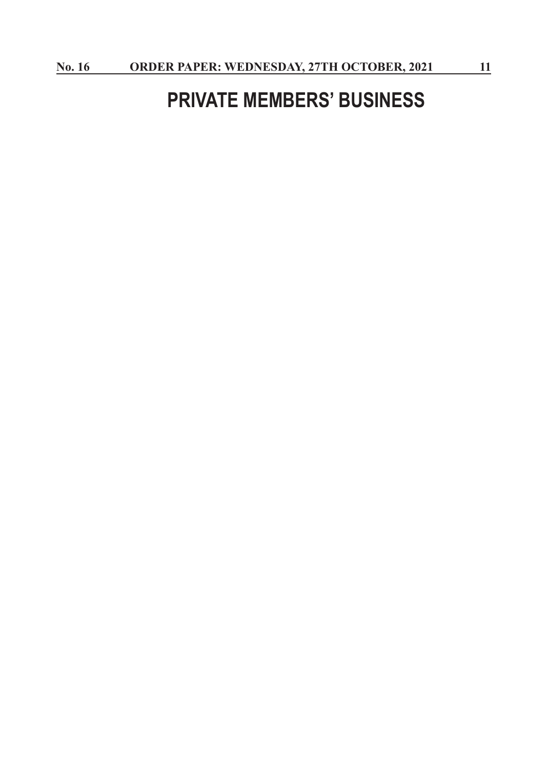# PRIVATE MEMBERS' BUSINESS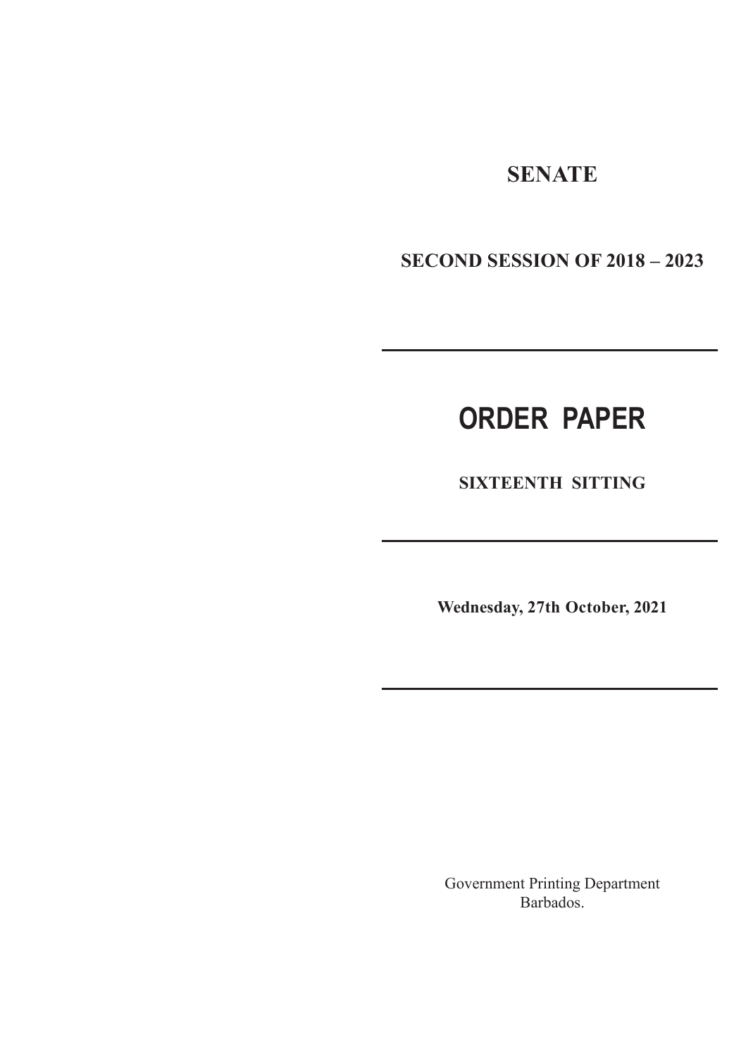# SENATE

## SECOND SESSION OF 2018 – 2023

---

# ORDER PAPER

## SIXTEENTH SITTING

---

**Wednesday, 27th October, 2021**

---

Government Printing Department
Barbados.